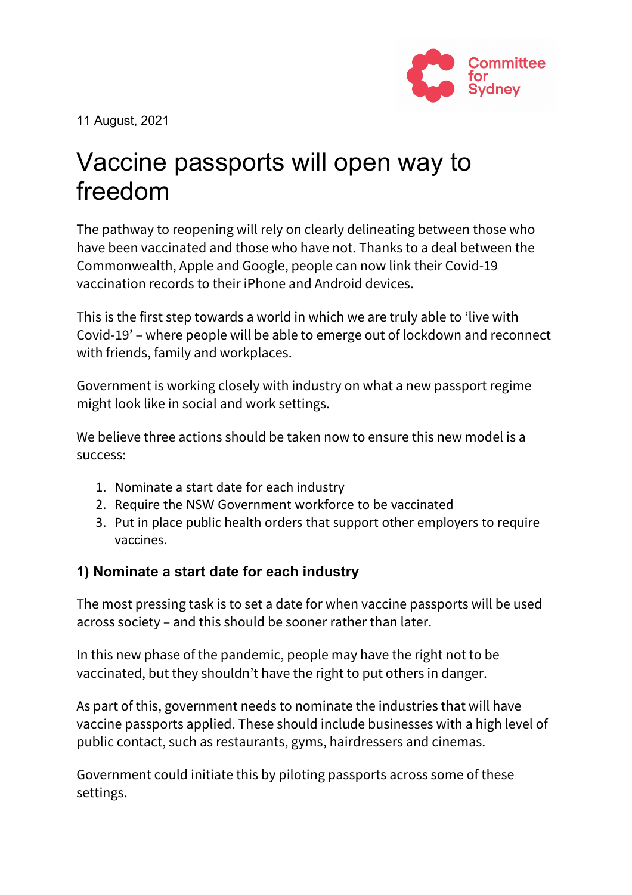Committee for Sydney

11 August, 2021

# Vaccine passports will open way to freedom

The pathway to reopening will rely on clearly delineating between those who have been vaccinated and those who have not. Thanks to a deal between the Commonwealth, Apple and Google, people can now link their Covid-19 vaccination records to their iPhone and Android devices.

This is the first step towards a world in which we are truly able to 'live with Covid-19' – where people will be able to emerge out of lockdown and reconnect with friends, family and workplaces.

Government is working closely with industry on what a new passport regime might look like in social and work settings.

We believe three actions should be taken now to ensure this new model is a success:

1. Nominate a start date for each industry
2. Require the NSW Government workforce to be vaccinated
3. Put in place public health orders that support other employers to require vaccines.

### 1) Nominate a start date for each industry

The most pressing task is to set a date for when vaccine passports will be used across society – and this should be sooner rather than later.

In this new phase of the pandemic, people may have the right not to be vaccinated, but they shouldn't have the right to put others in danger.

As part of this, government needs to nominate the industries that will have vaccine passports applied. These should include businesses with a high level of public contact, such as restaurants, gyms, hairdressers and cinemas.

Government could initiate this by piloting passports across some of these settings.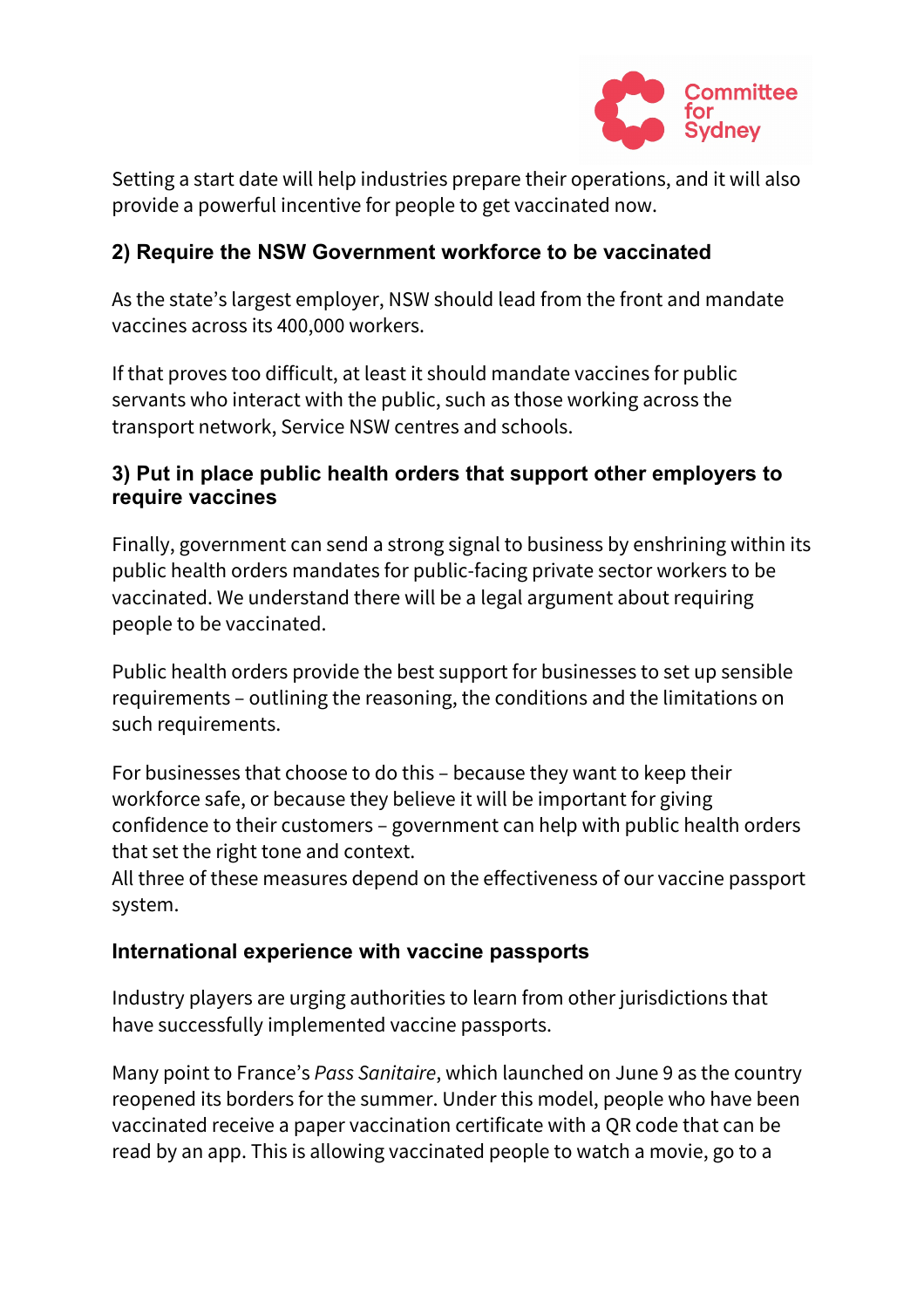Setting a start date will help industries prepare their operations, and it will also provide a powerful incentive for people to get vaccinated now.

### 2) Require the NSW Government workforce to be vaccinated

As the state's largest employer, NSW should lead from the front and mandate vaccines across its 400,000 workers.

If that proves too difficult, at least it should mandate vaccines for public servants who interact with the public, such as those working across the transport network, Service NSW centres and schools.

### 3) Put in place public health orders that support other employers to require vaccines

Finally, government can send a strong signal to business by enshrining within its public health orders mandates for public-facing private sector workers to be vaccinated. We understand there will be a legal argument about requiring people to be vaccinated.

Public health orders provide the best support for businesses to set up sensible requirements – outlining the reasoning, the conditions and the limitations on such requirements.

For businesses that choose to do this – because they want to keep their workforce safe, or because they believe it will be important for giving confidence to their customers – government can help with public health orders that set the right tone and context.
All three of these measures depend on the effectiveness of our vaccine passport system.

### International experience with vaccine passports

Industry players are urging authorities to learn from other jurisdictions that have successfully implemented vaccine passports.

Many point to France's *Pass Sanitaire*, which launched on June 9 as the country reopened its borders for the summer. Under this model, people who have been vaccinated receive a paper vaccination certificate with a QR code that can be read by an app. This is allowing vaccinated people to watch a movie, go to a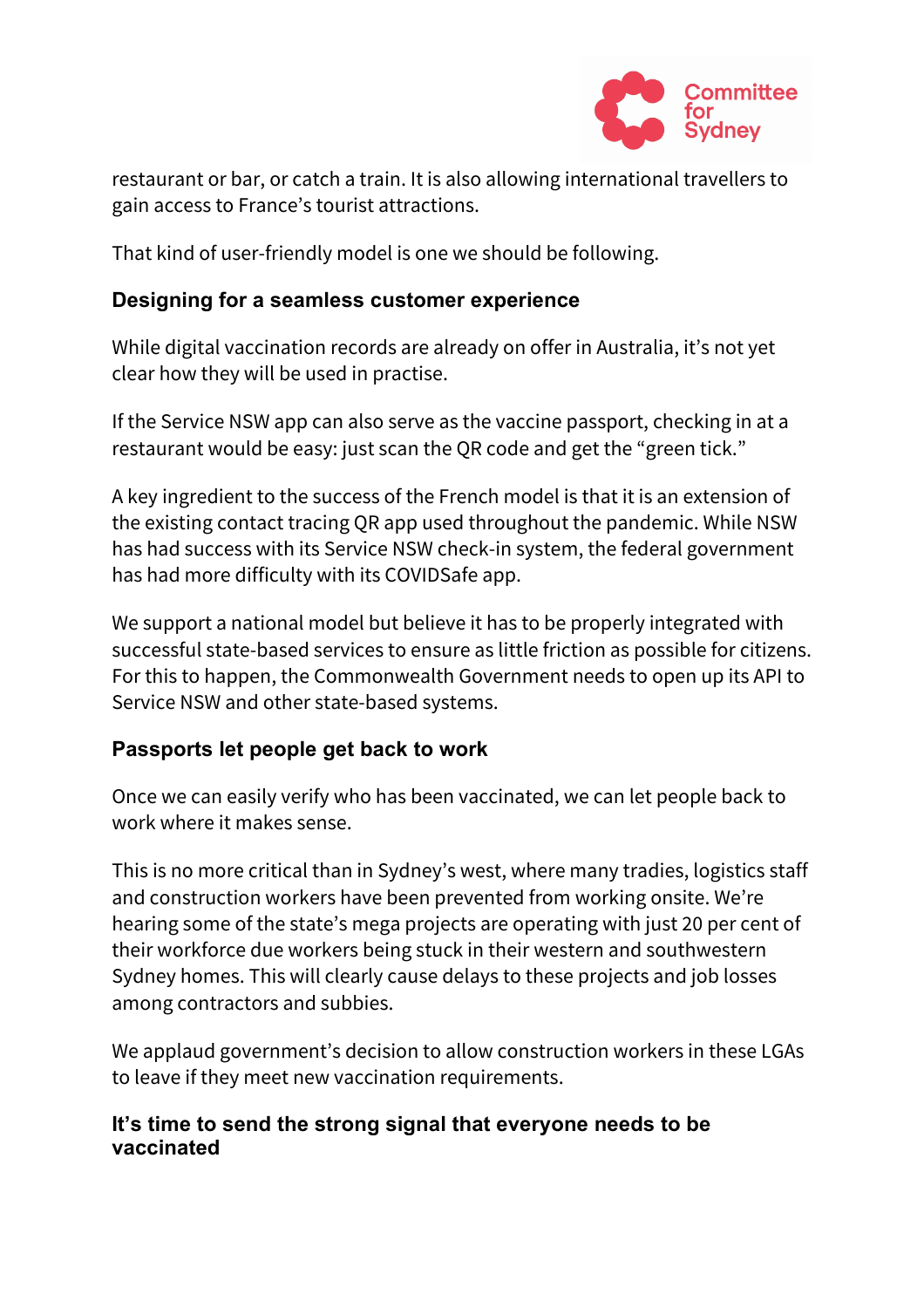restaurant or bar, or catch a train. It is also allowing international travellers to gain access to France's tourist attractions.

That kind of user-friendly model is one we should be following.

### Designing for a seamless customer experience

While digital vaccination records are already on offer in Australia, it's not yet clear how they will be used in practise.

If the Service NSW app can also serve as the vaccine passport, checking in at a restaurant would be easy: just scan the QR code and get the "green tick."

A key ingredient to the success of the French model is that it is an extension of the existing contact tracing QR app used throughout the pandemic. While NSW has had success with its Service NSW check-in system, the federal government has had more difficulty with its COVIDSafe app.

We support a national model but believe it has to be properly integrated with successful state-based services to ensure as little friction as possible for citizens. For this to happen, the Commonwealth Government needs to open up its API to Service NSW and other state-based systems.

### Passports let people get back to work

Once we can easily verify who has been vaccinated, we can let people back to work where it makes sense.

This is no more critical than in Sydney's west, where many tradies, logistics staff and construction workers have been prevented from working onsite. We're hearing some of the state's mega projects are operating with just 20 per cent of their workforce due workers being stuck in their western and southwestern Sydney homes. This will clearly cause delays to these projects and job losses among contractors and subbies.

We applaud government's decision to allow construction workers in these LGAs to leave if they meet new vaccination requirements.

### It's time to send the strong signal that everyone needs to be vaccinated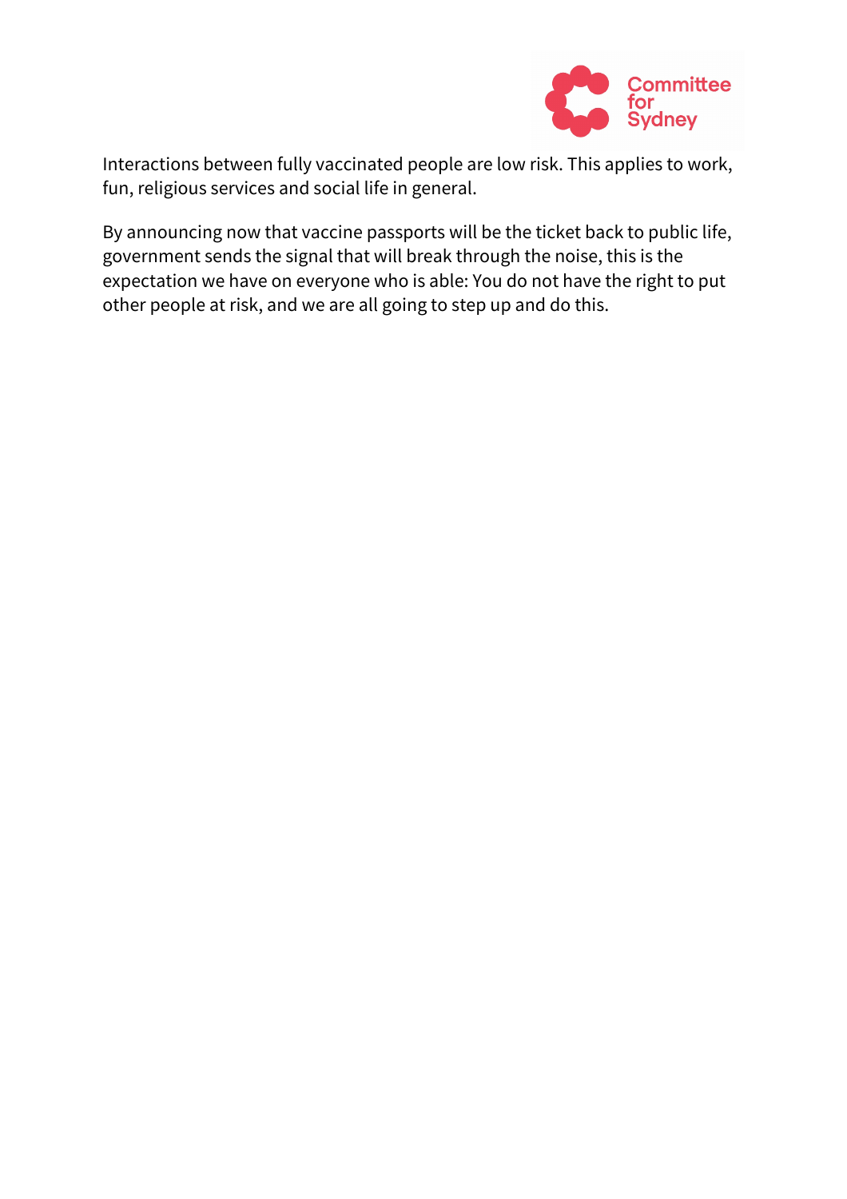Interactions between fully vaccinated people are low risk. This applies to work, fun, religious services and social life in general.

By announcing now that vaccine passports will be the ticket back to public life, government sends the signal that will break through the noise, this is the expectation we have on everyone who is able: You do not have the right to put other people at risk, and we are all going to step up and do this.